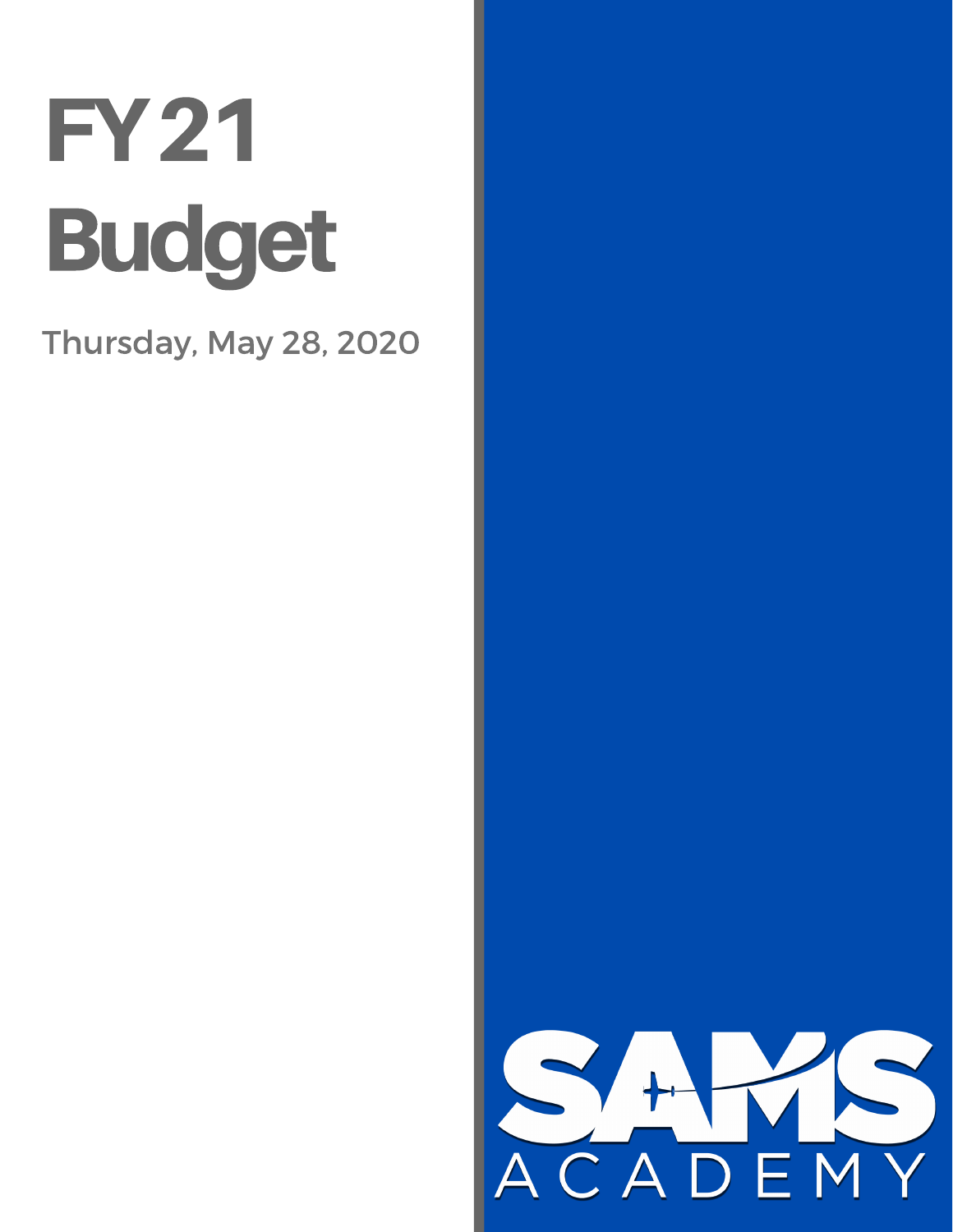# FY 21 Budget

Thursday, May 28, 2020

SAMS ACADEMY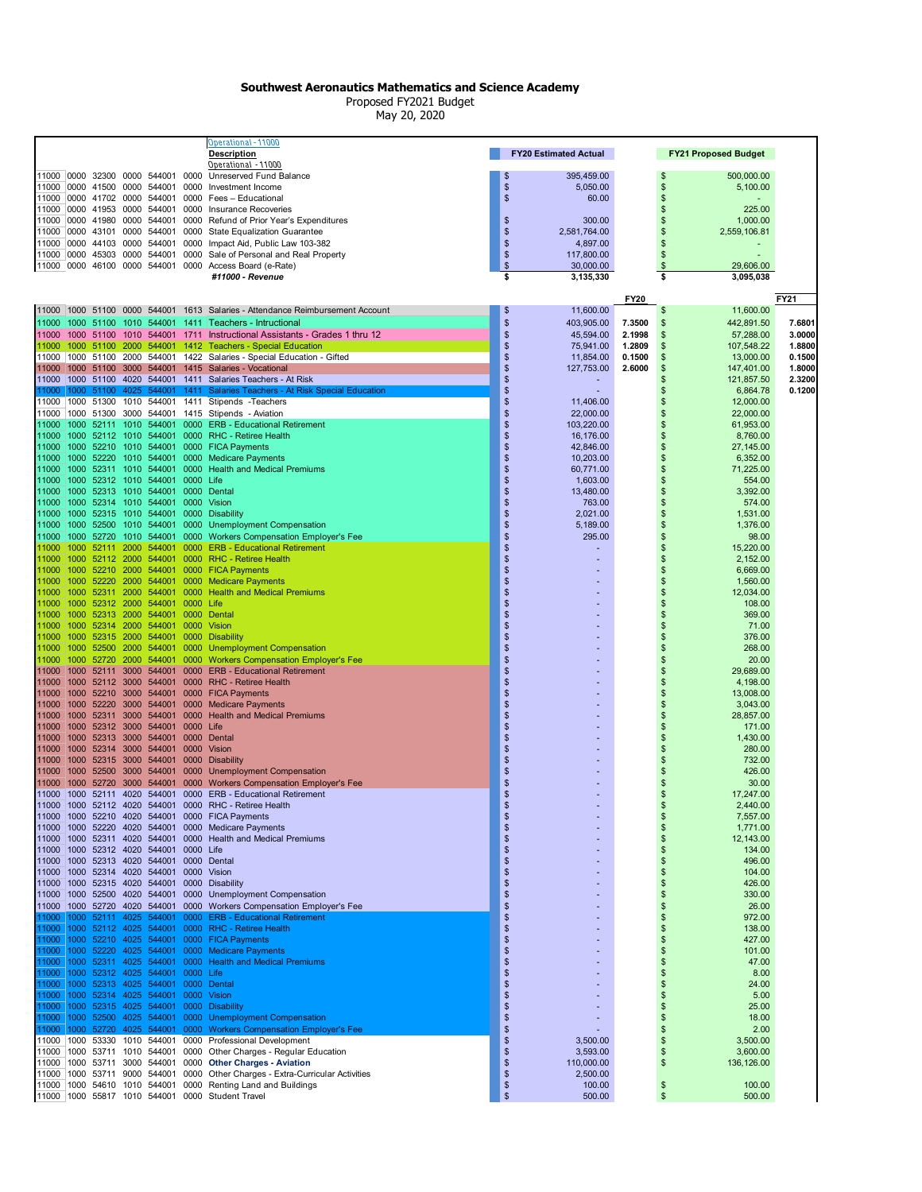# Southwest Aeronautics Mathematics and Science Academy

Proposed FY2021 Budget
May 20, 2020

| | | | | | | Operational - 11000 | | | | | | |
|---|---|---|---|---|---|---|---|---|---|---|---|---|
| | | | | | | **Description** | | **FY20 Estimated Actual** | | | **FY21 Proposed Budget** | |
| | | | | | | Operational - 11000 | | | | | | |
| 11000 | 0000 | 32300 | 0000 | 544001 | 0000 | Unreserved Fund Balance | $ | 395,459.00 | | $ | 500,000.00 | |
| 11000 | 0000 | 41500 | 0000 | 544001 | 0000 | Investment Income | $ | 5,050.00 | | $ | 5,100.00 | |
| 11000 | 0000 | 41702 | 0000 | 544001 | 0000 | Fees – Educational | $ | 60.00 | | $ | - | |
| 11000 | 0000 | 41953 | 0000 | 544001 | 0000 | Insurance Recoveries | | | | $ | 225.00 | |
| 11000 | 0000 | 41980 | 0000 | 544001 | 0000 | Refund of Prior Year's Expenditures | $ | 300.00 | | $ | 1,000.00 | |
| 11000 | 0000 | 43101 | 0000 | 544001 | 0000 | State Equalization Guarantee | $ | 2,581,764.00 | | $ | 2,559,106.81 | |
| 11000 | 0000 | 44103 | 0000 | 544001 | 0000 | Impact Aid, Public Law 103-382 | $ | 4,897.00 | | $ | - | |
| 11000 | 0000 | 45303 | 0000 | 544001 | 0000 | Sale of Personal and Real Property | $ | 117,800.00 | | $ | - | |
| 11000 | 0000 | 46100 | 0000 | 544001 | 0000 | Access Board (e-Rate) | $ | 30,000.00 | | $ | 29,606.00 | |
| | | | | | | ***#11000 - Revenue*** | **$** | **3,135,330** | | **$** | **3,095,038** | |
| | | | | | | | | | **FY20** | | | **FY21** |
| 11000 | 1000 | 51100 | 0000 | 544001 | 1613 | Salaries - Attendance Reimbursement Account | $ | 11,600.00 | | $ | 11,600.00 | |
| 11000 | 1000 | 51100 | 1010 | 544001 | 1411 | Teachers - Intructional | $ | 403,905.00 | 7.3500 | $ | 442,891.50 | 7.6801 |
| 11000 | 1000 | 51100 | 1010 | 544001 | 1711 | Instructional Assistants - Grades 1 thru 12 | $ | 45,594.00 | 2.1998 | $ | 57,288.00 | 3.0000 |
| 11000 | 1000 | 51100 | 2000 | 544001 | 1412 | Teachers - Special Education | $ | 75,941.00 | 1.2809 | $ | 107,548.22 | 1.8800 |
| 11000 | 1000 | 51100 | 2000 | 544001 | 1422 | Salaries - Special Education - Gifted | $ | 11,854.00 | 0.1500 | $ | 13,000.00 | 0.1500 |
| 11000 | 1000 | 51100 | 3000 | 544001 | 1415 | Salaries - Vocational | $ | 127,753.00 | 2.6000 | $ | 147,401.00 | 1.8000 |
| 11000 | 1000 | 51100 | 4020 | 544001 | 1411 | Salaries Teachers - At Risk | $ | - | | $ | 121,857.50 | 2.3200 |
| 11000 | 1000 | 51100 | 4025 | 544001 | 1411 | Salaries Teachers - At Risk Special Education | $ | - | | $ | 6,864.78 | 0.1200 |
| 11000 | 1000 | 51300 | 1010 | 544001 | 1411 | Stipends -Teachers | $ | 11,406.00 | | $ | 12,000.00 | |
| 11000 | 1000 | 51300 | 3000 | 544001 | 1415 | Stipends - Aviation | $ | 22,000.00 | | $ | 22,000.00 | |
| 11000 | 1000 | 52111 | 1010 | 544001 | 0000 | ERB - Educational Retirement | $ | 103,220.00 | | $ | 61,953.00 | |
| 11000 | 1000 | 52112 | 1010 | 544001 | 0000 | RHC - Retiree Health | $ | 16,176.00 | | $ | 8,760.00 | |
| 11000 | 1000 | 52210 | 1010 | 544001 | 0000 | FICA Payments | $ | 42,846.00 | | $ | 27,145.00 | |
| 11000 | 1000 | 52220 | 1010 | 544001 | 0000 | Medicare Payments | $ | 10,203.00 | | $ | 6,352.00 | |
| 11000 | 1000 | 52311 | 1010 | 544001 | 0000 | Health and Medical Premiums | $ | 60,771.00 | | $ | 71,225.00 | |
| 11000 | 1000 | 52312 | 1010 | 544001 | 0000 | Life | $ | 1,603.00 | | $ | 554.00 | |
| 11000 | 1000 | 52313 | 1010 | 544001 | 0000 | Dental | $ | 13,480.00 | | $ | 3,392.00 | |
| 11000 | 1000 | 52314 | 1010 | 544001 | 0000 | Vision | $ | 763.00 | | $ | 574.00 | |
| 11000 | 1000 | 52315 | 1010 | 544001 | 0000 | Disability | $ | 2,021.00 | | $ | 1,531.00 | |
| 11000 | 1000 | 52500 | 1010 | 544001 | 0000 | Unemployment Compensation | $ | 5,189.00 | | $ | 1,376.00 | |
| 11000 | 1000 | 52720 | 1010 | 544001 | 0000 | Workers Compensation Employer's Fee | $ | 295.00 | | $ | 98.00 | |
| 11000 | 1000 | 52111 | 2000 | 544001 | 0000 | ERB - Educational Retirement | $ | - | | $ | 15,220.00 | |
| 11000 | 1000 | 52112 | 2000 | 544001 | 0000 | RHC - Retiree Health | $ | - | | $ | 2,152.00 | |
| 11000 | 1000 | 52210 | 2000 | 544001 | 0000 | FICA Payments | $ | - | | $ | 6,669.00 | |
| 11000 | 1000 | 52220 | 2000 | 544001 | 0000 | Medicare Payments | $ | - | | $ | 1,560.00 | |
| 11000 | 1000 | 52311 | 2000 | 544001 | 0000 | Health and Medical Premiums | $ | - | | $ | 12,034.00 | |
| 11000 | 1000 | 52312 | 2000 | 544001 | 0000 | Life | $ | - | | $ | 108.00 | |
| 11000 | 1000 | 52313 | 2000 | 544001 | 0000 | Dental | $ | - | | $ | 369.00 | |
| 11000 | 1000 | 52314 | 2000 | 544001 | 0000 | Vision | $ | - | | $ | 71.00 | |
| 11000 | 1000 | 52315 | 2000 | 544001 | 0000 | Disability | $ | - | | $ | 376.00 | |
| 11000 | 1000 | 52500 | 2000 | 544001 | 0000 | Unemployment Compensation | $ | - | | $ | 268.00 | |
| 11000 | 1000 | 52720 | 2000 | 544001 | 0000 | Workers Compensation Employer's Fee | $ | - | | $ | 20.00 | |
| 11000 | 1000 | 52111 | 3000 | 544001 | 0000 | ERB - Educational Retirement | $ | - | | $ | 29,689.00 | |
| 11000 | 1000 | 52112 | 3000 | 544001 | 0000 | RHC - Retiree Health | $ | - | | $ | 4,198.00 | |
| 11000 | 1000 | 52210 | 3000 | 544001 | 0000 | FICA Payments | $ | - | | $ | 13,008.00 | |
| 11000 | 1000 | 52220 | 3000 | 544001 | 0000 | Medicare Payments | $ | - | | $ | 3,043.00 | |
| 11000 | 1000 | 52311 | 3000 | 544001 | 0000 | Health and Medical Premiums | $ | - | | $ | 28,857.00 | |
| 11000 | 1000 | 52312 | 3000 | 544001 | 0000 | Life | $ | - | | $ | 171.00 | |
| 11000 | 1000 | 52313 | 3000 | 544001 | 0000 | Dental | $ | - | | $ | 1,430.00 | |
| 11000 | 1000 | 52314 | 3000 | 544001 | 0000 | Vision | $ | - | | $ | 280.00 | |
| 11000 | 1000 | 52315 | 3000 | 544001 | 0000 | Disability | $ | - | | $ | 732.00 | |
| 11000 | 1000 | 52500 | 3000 | 544001 | 0000 | Unemployment Compensation | $ | - | | $ | 426.00 | |
| 11000 | 1000 | 52720 | 3000 | 544001 | 0000 | Workers Compensation Employer's Fee | $ | - | | $ | 30.00 | |
| 11000 | 1000 | 52111 | 4020 | 544001 | 0000 | ERB - Educational Retirement | $ | - | | $ | 17,247.00 | |
| 11000 | 1000 | 52112 | 4020 | 544001 | 0000 | RHC - Retiree Health | $ | - | | $ | 2,440.00 | |
| 11000 | 1000 | 52210 | 4020 | 544001 | 0000 | FICA Payments | $ | - | | $ | 7,557.00 | |
| 11000 | 1000 | 52220 | 4020 | 544001 | 0000 | Medicare Payments | $ | - | | $ | 1,771.00 | |
| 11000 | 1000 | 52311 | 4020 | 544001 | 0000 | Health and Medical Premiums | $ | - | | $ | 12,143.00 | |
| 11000 | 1000 | 52312 | 4020 | 544001 | 0000 | Life | $ | - | | $ | 134.00 | |
| 11000 | 1000 | 52313 | 4020 | 544001 | 0000 | Dental | $ | - | | $ | 496.00 | |
| 11000 | 1000 | 52314 | 4020 | 544001 | 0000 | Vision | $ | - | | $ | 104.00 | |
| 11000 | 1000 | 52315 | 4020 | 544001 | 0000 | Disability | $ | - | | $ | 426.00 | |
| 11000 | 1000 | 52500 | 4020 | 544001 | 0000 | Unemployment Compensation | $ | - | | $ | 330.00 | |
| 11000 | 1000 | 52720 | 4020 | 544001 | 0000 | Workers Compensation Employer's Fee | $ | - | | $ | 26.00 | |
| 11000 | 1000 | 52111 | 4025 | 544001 | 0000 | ERB - Educational Retirement | $ | - | | $ | 972.00 | |
| 11000 | 1000 | 52112 | 4025 | 544001 | 0000 | RHC - Retiree Health | $ | - | | $ | 138.00 | |
| 11000 | 1000 | 52210 | 4025 | 544001 | 0000 | FICA Payments | $ | - | | $ | 427.00 | |
| 11000 | 1000 | 52220 | 4025 | 544001 | 0000 | Medicare Payments | $ | - | | $ | 101.00 | |
| 11000 | 1000 | 52311 | 4025 | 544001 | 0000 | Health and Medical Premiums | $ | - | | $ | 47.00 | |
| 11000 | 1000 | 52312 | 4025 | 544001 | 0000 | Life | $ | - | | $ | 8.00 | |
| 11000 | 1000 | 52313 | 4025 | 544001 | 0000 | Dental | $ | - | | $ | 24.00 | |
| 11000 | 1000 | 52314 | 4025 | 544001 | 0000 | Vision | $ | - | | $ | 5.00 | |
| 11000 | 1000 | 52315 | 4025 | 544001 | 0000 | Disability | $ | - | | $ | 25.00 | |
| 11000 | 1000 | 52500 | 4025 | 544001 | 0000 | Unemployment Compensation | $ | - | | $ | 18.00 | |
| 11000 | 1000 | 52720 | 4025 | 544001 | 0000 | Workers Compensation Employer's Fee | $ | - | | $ | 2.00 | |
| 11000 | 1000 | 53330 | 1010 | 544001 | 0000 | Professional Development | $ | 3,500.00 | | $ | 3,500.00 | |
| 11000 | 1000 | 53711 | 1010 | 544001 | 0000 | Other Charges - Regular Education | $ | 3,593.00 | | $ | 3,600.00 | |
| 11000 | 1000 | 53711 | 3000 | 544001 | 0000 | **Other Charges - Aviation** | $ | 110,000.00 | | $ | 136,126.00 | |
| 11000 | 1000 | 53711 | 9000 | 544001 | 0000 | Other Charges - Extra-Curricular Activities | $ | 2,500.00 | | | | |
| 11000 | 1000 | 54610 | 1010 | 544001 | 0000 | Renting Land and Buildings | $ | 100.00 | | $ | 100.00 | |
| 11000 | 1000 | 55817 | 1010 | 544001 | 0000 | Student Travel | $ | 500.00 | | $ | 500.00 | |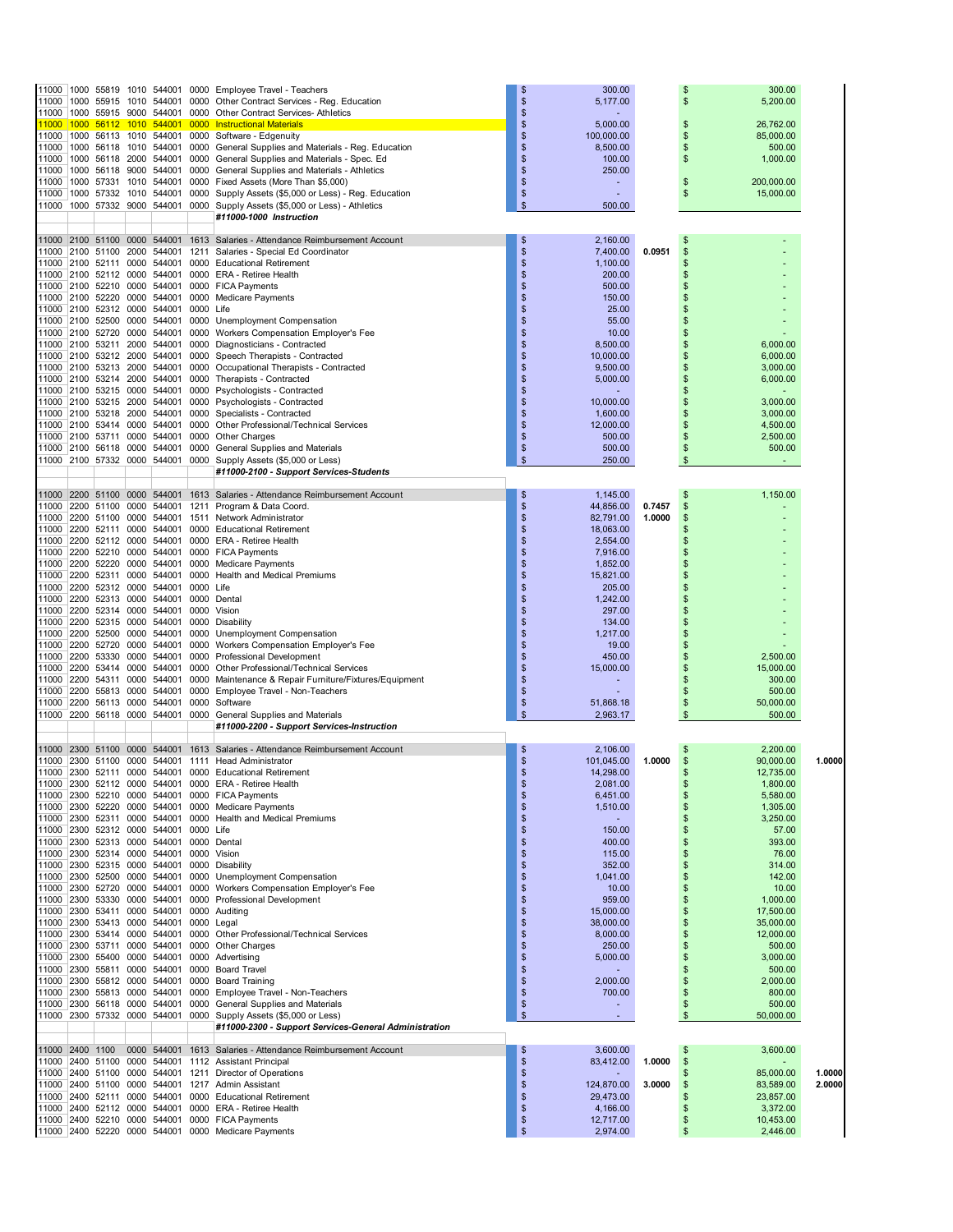| Fund | Func | Obj | Prog | Loc | Job | Description | | Amount | FTE | | Amount | FTE |
|---|---|---|---|---|---|---|---|---|---|---|---|---|
| 11000 | 1000 | 55819 | 1010 | 544001 | 0000 | Employee Travel - Teachers | $ | 300.00 | | $ | 300.00 | |
| 11000 | 1000 | 55915 | 1010 | 544001 | 0000 | Other Contract Services - Reg. Education | $ | 5,177.00 | | $ | 5,200.00 | |
| 11000 | 1000 | 55915 | 9000 | 544001 | 0000 | Other Contract Services- Athletics | $ | - | | | | |
| 11000 | 1000 | 56112 | 1010 | 544001 | 0000 | Instructional Materials | $ | 5,000.00 | | $ | 26,762.00 | |
| 11000 | 1000 | 56113 | 1010 | 544001 | 0000 | Software - Edgenuity | $ | 100,000.00 | | $ | 85,000.00 | |
| 11000 | 1000 | 56118 | 1010 | 544001 | 0000 | General Supplies and Materials - Reg. Education | $ | 8,500.00 | | $ | 500.00 | |
| 11000 | 1000 | 56118 | 2000 | 544001 | 0000 | General Supplies and Materials - Spec. Ed | $ | 100.00 | | $ | 1,000.00 | |
| 11000 | 1000 | 56118 | 9000 | 544001 | 0000 | General Supplies and Materials - Athletics | $ | 250.00 | | | | |
| 11000 | 1000 | 57331 | 1010 | 544001 | 0000 | Fixed Assets (More Than $5,000) | $ | - | | $ | 200,000.00 | |
| 11000 | 1000 | 57332 | 1010 | 544001 | 0000 | Supply Assets ($5,000 or Less) - Reg. Education | $ | - | | $ | 15,000.00 | |
| 11000 | 1000 | 57332 | 9000 | 544001 | 0000 | Supply Assets ($5,000 or Less) - Athletics | $ | 500.00 | | | | |
| | | | | | | ***#11000-1000 Instruction*** | | | | | | |
| | | | | | | | | | | | | |
| 11000 | 2100 | 51100 | 0000 | 544001 | 1613 | Salaries - Attendance Reimbursement Account | $ | 2,160.00 | | $ | - | |
| 11000 | 2100 | 51100 | 2000 | 544001 | 1211 | Salaries - Special Ed Coordinator | $ | 7,400.00 | 0.0951 | $ | - | |
| 11000 | 2100 | 52111 | 0000 | 544001 | 0000 | Educational Retirement | $ | 1,100.00 | | $ | - | |
| 11000 | 2100 | 52112 | 0000 | 544001 | 0000 | ERA - Retiree Health | $ | 200.00 | | $ | - | |
| 11000 | 2100 | 52210 | 0000 | 544001 | 0000 | FICA Payments | $ | 500.00 | | $ | - | |
| 11000 | 2100 | 52220 | 0000 | 544001 | 0000 | Medicare Payments | $ | 150.00 | | $ | - | |
| 11000 | 2100 | 52312 | 0000 | 544001 | 0000 | Life | $ | 25.00 | | $ | - | |
| 11000 | 2100 | 52500 | 0000 | 544001 | 0000 | Unemployment Compensation | $ | 55.00 | | $ | - | |
| 11000 | 2100 | 52720 | 0000 | 544001 | 0000 | Workers Compensation Employer's Fee | $ | 10.00 | | $ | - | |
| 11000 | 2100 | 53211 | 2000 | 544001 | 0000 | Diagnosticians - Contracted | $ | 8,500.00 | | $ | 6,000.00 | |
| 11000 | 2100 | 53212 | 2000 | 544001 | 0000 | Speech Therapists - Contracted | $ | 10,000.00 | | $ | 6,000.00 | |
| 11000 | 2100 | 53213 | 2000 | 544001 | 0000 | Occupational Therapists - Contracted | $ | 9,500.00 | | $ | 3,000.00 | |
| 11000 | 2100 | 53214 | 2000 | 544001 | 0000 | Therapists - Contracted | $ | 5,000.00 | | $ | 6,000.00 | |
| 11000 | 2100 | 53215 | 0000 | 544001 | 0000 | Psychologists - Contracted | $ | - | | $ | - | |
| 11000 | 2100 | 53215 | 2000 | 544001 | 0000 | Psychologists - Contracted | $ | 10,000.00 | | $ | 3,000.00 | |
| 11000 | 2100 | 53218 | 2000 | 544001 | 0000 | Specialists - Contracted | $ | 1,600.00 | | $ | 3,000.00 | |
| 11000 | 2100 | 53414 | 0000 | 544001 | 0000 | Other Professional/Technical Services | $ | 12,000.00 | | $ | 4,500.00 | |
| 11000 | 2100 | 53711 | 0000 | 544001 | 0000 | Other Charges | $ | 500.00 | | $ | 2,500.00 | |
| 11000 | 2100 | 56118 | 0000 | 544001 | 0000 | General Supplies and Materials | $ | 500.00 | | $ | 500.00 | |
| 11000 | 2100 | 57332 | 0000 | 544001 | 0000 | Supply Assets ($5,000 or Less) | $ | 250.00 | | $ | - | |
| | | | | | | ***#11000-2100 - Support Services-Students*** | | | | | | |
| | | | | | | | | | | | | |
| 11000 | 2200 | 51100 | 0000 | 544001 | 1613 | Salaries - Attendance Reimbursement Account | $ | 1,145.00 | | $ | 1,150.00 | |
| 11000 | 2200 | 51100 | 0000 | 544001 | 1211 | Program & Data Coord. | $ | 44,856.00 | 0.7457 | $ | - | |
| 11000 | 2200 | 51100 | 0000 | 544001 | 1511 | Network Administrator | $ | 82,791.00 | 1.0000 | $ | - | |
| 11000 | 2200 | 52111 | 0000 | 544001 | 0000 | Educational Retirement | $ | 18,063.00 | | $ | - | |
| 11000 | 2200 | 52112 | 0000 | 544001 | 0000 | ERA - Retiree Health | $ | 2,554.00 | | $ | - | |
| 11000 | 2200 | 52210 | 0000 | 544001 | 0000 | FICA Payments | $ | 7,916.00 | | $ | - | |
| 11000 | 2200 | 52220 | 0000 | 544001 | 0000 | Medicare Payments | $ | 1,852.00 | | $ | - | |
| 11000 | 2200 | 52311 | 0000 | 544001 | 0000 | Health and Medical Premiums | $ | 15,821.00 | | $ | - | |
| 11000 | 2200 | 52312 | 0000 | 544001 | 0000 | Life | $ | 205.00 | | $ | - | |
| 11000 | 2200 | 52313 | 0000 | 544001 | 0000 | Dental | $ | 1,242.00 | | $ | - | |
| 11000 | 2200 | 52314 | 0000 | 544001 | 0000 | Vision | $ | 297.00 | | $ | - | |
| 11000 | 2200 | 52315 | 0000 | 544001 | 0000 | Disability | $ | 134.00 | | $ | - | |
| 11000 | 2200 | 52500 | 0000 | 544001 | 0000 | Unemployment Compensation | $ | 1,217.00 | | $ | - | |
| 11000 | 2200 | 52720 | 0000 | 544001 | 0000 | Workers Compensation Employer's Fee | $ | 19.00 | | $ | - | |
| 11000 | 2200 | 53330 | 0000 | 544001 | 0000 | Professional Development | $ | 450.00 | | $ | 2,500.00 | |
| 11000 | 2200 | 53414 | 0000 | 544001 | 0000 | Other Professional/Technical Services | $ | 15,000.00 | | $ | 15,000.00 | |
| 11000 | 2200 | 54311 | 0000 | 544001 | 0000 | Maintenance & Repair Furniture/Fixtures/Equipment | $ | - | | $ | 300.00 | |
| 11000 | 2200 | 55813 | 0000 | 544001 | 0000 | Employee Travel - Non-Teachers | $ | - | | $ | 500.00 | |
| 11000 | 2200 | 56113 | 0000 | 544001 | 0000 | Software | $ | 51,868.18 | | $ | 50,000.00 | |
| 11000 | 2200 | 56118 | 0000 | 544001 | 0000 | General Supplies and Materials | $ | 2,963.17 | | $ | 500.00 | |
| | | | | | | ***#11000-2200 - Support Services-Instruction*** | | | | | | |
| | | | | | | | | | | | | |
| 11000 | 2300 | 51100 | 0000 | 544001 | 1613 | Salaries - Attendance Reimbursement Account | $ | 2,106.00 | | $ | 2,200.00 | |
| 11000 | 2300 | 51100 | 0000 | 544001 | 1111 | Head Administrator | $ | 101,045.00 | 1.0000 | $ | 90,000.00 | 1.0000 |
| 11000 | 2300 | 52111 | 0000 | 544001 | 0000 | Educational Retirement | $ | 14,298.00 | | $ | 12,735.00 | |
| 11000 | 2300 | 52112 | 0000 | 544001 | 0000 | ERA - Retiree Health | $ | 2,081.00 | | $ | 1,800.00 | |
| 11000 | 2300 | 52210 | 0000 | 544001 | 0000 | FICA Payments | $ | 6,451.00 | | $ | 5,580.00 | |
| 11000 | 2300 | 52220 | 0000 | 544001 | 0000 | Medicare Payments | $ | 1,510.00 | | $ | 1,305.00 | |
| 11000 | 2300 | 52311 | 0000 | 544001 | 0000 | Health and Medical Premiums | $ | - | | $ | 3,250.00 | |
| 11000 | 2300 | 52312 | 0000 | 544001 | 0000 | Life | $ | 150.00 | | $ | 57.00 | |
| 11000 | 2300 | 52313 | 0000 | 544001 | 0000 | Dental | $ | 400.00 | | $ | 393.00 | |
| 11000 | 2300 | 52314 | 0000 | 544001 | 0000 | Vision | $ | 115.00 | | $ | 76.00 | |
| 11000 | 2300 | 52315 | 0000 | 544001 | 0000 | Disability | $ | 352.00 | | $ | 314.00 | |
| 11000 | 2300 | 52500 | 0000 | 544001 | 0000 | Unemployment Compensation | $ | 1,041.00 | | $ | 142.00 | |
| 11000 | 2300 | 52720 | 0000 | 544001 | 0000 | Workers Compensation Employer's Fee | $ | 10.00 | | $ | 10.00 | |
| 11000 | 2300 | 53330 | 0000 | 544001 | 0000 | Professional Development | $ | 959.00 | | $ | 1,000.00 | |
| 11000 | 2300 | 53411 | 0000 | 544001 | 0000 | Auditing | $ | 15,000.00 | | $ | 17,500.00 | |
| 11000 | 2300 | 53413 | 0000 | 544001 | 0000 | Legal | $ | 38,000.00 | | $ | 35,000.00 | |
| 11000 | 2300 | 53414 | 0000 | 544001 | 0000 | Other Professional/Technical Services | $ | 8,000.00 | | $ | 12,000.00 | |
| 11000 | 2300 | 53711 | 0000 | 544001 | 0000 | Other Charges | $ | 250.00 | | $ | 500.00 | |
| 11000 | 2300 | 55400 | 0000 | 544001 | 0000 | Advertising | $ | 5,000.00 | | $ | 3,000.00 | |
| 11000 | 2300 | 55811 | 0000 | 544001 | 0000 | Board Travel | $ | - | | $ | 500.00 | |
| 11000 | 2300 | 55812 | 0000 | 544001 | 0000 | Board Training | $ | 2,000.00 | | $ | 2,000.00 | |
| 11000 | 2300 | 55813 | 0000 | 544001 | 0000 | Employee Travel - Non-Teachers | $ | 700.00 | | $ | 800.00 | |
| 11000 | 2300 | 56118 | 0000 | 544001 | 0000 | General Supplies and Materials | $ | - | | $ | 500.00 | |
| 11000 | 2300 | 57332 | 0000 | 544001 | 0000 | Supply Assets ($5,000 or Less) | $ | - | | $ | 50,000.00 | |
| | | | | | | ***#11000-2300 - Support Services-General Administration*** | | | | | | |
| | | | | | | | | | | | | |
| 11000 | 2400 | 1100 | 0000 | 544001 | 1613 | Salaries - Attendance Reimbursement Account | $ | 3,600.00 | | $ | 3,600.00 | |
| 11000 | 2400 | 51100 | 0000 | 544001 | 1112 | Assistant Principal | $ | 83,412.00 | 1.0000 | $ | - | |
| 11000 | 2400 | 51100 | 0000 | 544001 | 1211 | Director of Operations | $ | - | | $ | 85,000.00 | 1.0000 |
| 11000 | 2400 | 51100 | 0000 | 544001 | 1217 | Admin Assistant | $ | 124,870.00 | 3.0000 | $ | 83,589.00 | 2.0000 |
| 11000 | 2400 | 52111 | 0000 | 544001 | 0000 | Educational Retirement | $ | 29,473.00 | | $ | 23,857.00 | |
| 11000 | 2400 | 52112 | 0000 | 544001 | 0000 | ERA - Retiree Health | $ | 4,166.00 | | $ | 3,372.00 | |
| 11000 | 2400 | 52210 | 0000 | 544001 | 0000 | FICA Payments | $ | 12,717.00 | | $ | 10,453.00 | |
| 11000 | 2400 | 52220 | 0000 | 544001 | 0000 | Medicare Payments | $ | 2,974.00 | | $ | 2,446.00 | |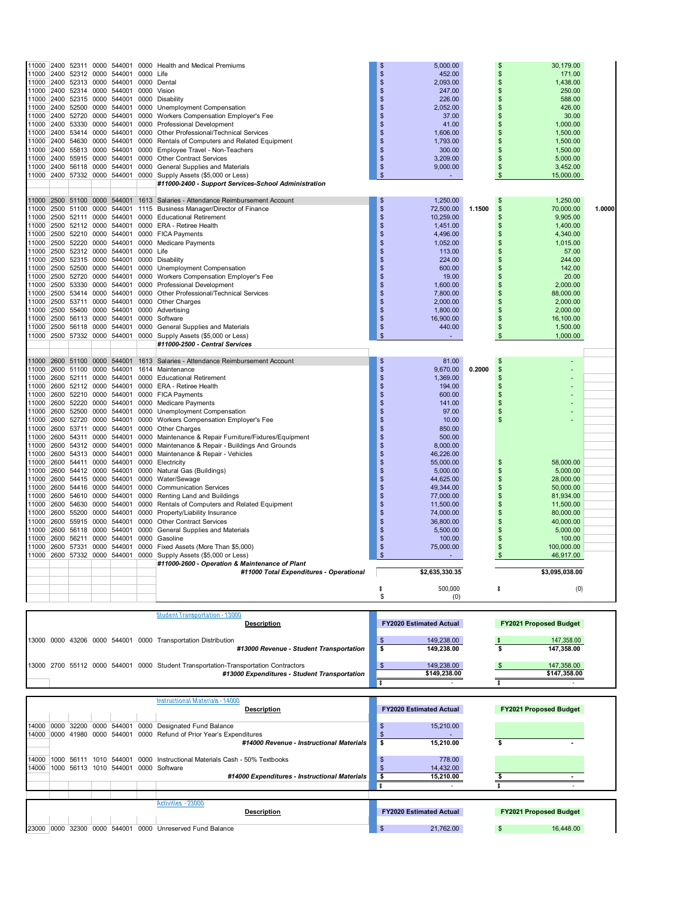| Fund | Func | Object | | Loc | Sub | Description | FY2020 Estimated Actual | FTE | FY2021 Proposed Budget | FTE |
|---|---|---|---|---|---|---|---|---|---|---|
| 11000 | 2400 | 52311 | 0000 | 544001 | 0000 | Health and Medical Premiums | $ 5,000.00 | | $ 30,179.00 | |
| 11000 | 2400 | 52312 | 0000 | 544001 | 0000 | Life | $ 452.00 | | $ 171.00 | |
| 11000 | 2400 | 52313 | 0000 | 544001 | 0000 | Dental | $ 2,093.00 | | $ 1,438.00 | |
| 11000 | 2400 | 52314 | 0000 | 544001 | 0000 | Vision | $ 247.00 | | $ 250.00 | |
| 11000 | 2400 | 52315 | 0000 | 544001 | 0000 | Disability | $ 226.00 | | $ 588.00 | |
| 11000 | 2400 | 52500 | 0000 | 544001 | 0000 | Unemployment Compensation | $ 2,052.00 | | $ 426.00 | |
| 11000 | 2400 | 52720 | 0000 | 544001 | 0000 | Workers Compensation Employer's Fee | $ 37.00 | | $ 30.00 | |
| 11000 | 2400 | 53330 | 0000 | 544001 | 0000 | Professional Development | $ 41.00 | | $ 1,000.00 | |
| 11000 | 2400 | 53414 | 0000 | 544001 | 0000 | Other Professional/Technical Services | $ 1,606.00 | | $ 1,500.00 | |
| 11000 | 2400 | 54630 | 0000 | 544001 | 0000 | Rentals of Computers and Related Equipment | $ 1,793.00 | | $ 1,500.00 | |
| 11000 | 2400 | 55813 | 0000 | 544001 | 0000 | Employee Travel - Non-Teachers | $ 300.00 | | $ 1,500.00 | |
| 11000 | 2400 | 55915 | 0000 | 544001 | 0000 | Other Contract Services | $ 3,209.00 | | $ 5,000.00 | |
| 11000 | 2400 | 56118 | 0000 | 544001 | 0000 | General Supplies and Materials | $ 9,000.00 | | $ 3,452.00 | |
| 11000 | 2400 | 57332 | 0000 | 544001 | 0000 | Supply Assets ($5,000 or Less) | $ - | | $ 15,000.00 | |
| | | | | | | ***#11000-2400 - Support Services-School Administration*** | | | | |
| 11000 | 2500 | 51100 | 0000 | 544001 | 1613 | Salaries - Attendance Reimbursement Account | $ 1,250.00 | | $ 1,250.00 | |
| 11000 | 2500 | 51100 | 0000 | 544001 | 1115 | Business Manager/Director of Finance | $ 72,500.00 | **1.1500** | $ 70,000.00 | **1.0000** |
| 11000 | 2500 | 52111 | 0000 | 544001 | 0000 | Educational Retirement | $ 10,259.00 | | $ 9,905.00 | |
| 11000 | 2500 | 52112 | 0000 | 544001 | 0000 | ERA - Retiree Health | $ 1,451.00 | | $ 1,400.00 | |
| 11000 | 2500 | 52210 | 0000 | 544001 | 0000 | FICA Payments | $ 4,496.00 | | $ 4,340.00 | |
| 11000 | 2500 | 52220 | 0000 | 544001 | 0000 | Medicare Payments | $ 1,052.00 | | $ 1,015.00 | |
| 11000 | 2500 | 52312 | 0000 | 544001 | 0000 | Life | $ 113.00 | | $ 57.00 | |
| 11000 | 2500 | 52315 | 0000 | 544001 | 0000 | Disability | $ 224.00 | | $ 244.00 | |
| 11000 | 2500 | 52500 | 0000 | 544001 | 0000 | Unemployment Compensation | $ 600.00 | | $ 142.00 | |
| 11000 | 2500 | 52720 | 0000 | 544001 | 0000 | Workers Compensation Employer's Fee | $ 19.00 | | $ 20.00 | |
| 11000 | 2500 | 53330 | 0000 | 544001 | 0000 | Professional Development | $ 1,600.00 | | $ 2,000.00 | |
| 11000 | 2500 | 53414 | 0000 | 544001 | 0000 | Other Professional/Technical Services | $ 7,800.00 | | $ 88,000.00 | |
| 11000 | 2500 | 53711 | 0000 | 544001 | 0000 | Other Charges | $ 2,000.00 | | $ 2,000.00 | |
| 11000 | 2500 | 55400 | 0000 | 544001 | 0000 | Advertising | $ 1,800.00 | | $ 2,000.00 | |
| 11000 | 2500 | 56113 | 0000 | 544001 | 0000 | Software | $ 16,900.00 | | $ 16,100.00 | |
| 11000 | 2500 | 56118 | 0000 | 544001 | 0000 | General Supplies and Materials | $ 440.00 | | $ 1,500.00 | |
| 11000 | 2500 | 57332 | 0000 | 544001 | 0000 | Supply Assets ($5,000 or Less) | $ - | | $ 1,000.00 | |
| | | | | | | ***#11000-2500 - Central Services*** | | | | |
| 11000 | 2600 | 51100 | 0000 | 544001 | 1613 | Salaries - Attendance Reimbursement Account | $ 81.00 | | $ - | |
| 11000 | 2600 | 51100 | 0000 | 544001 | 1614 | Maintenance | $ 9,670.00 | **0.2000** | $ - | |
| 11000 | 2600 | 52111 | 0000 | 544001 | 0000 | Educational Retirement | $ 1,369.00 | | $ - | |
| 11000 | 2600 | 52112 | 0000 | 544001 | 0000 | ERA - Retiree Health | $ 194.00 | | $ - | |
| 11000 | 2600 | 52210 | 0000 | 544001 | 0000 | FICA Payments | $ 600.00 | | $ - | |
| 11000 | 2600 | 52220 | 0000 | 544001 | 0000 | Medicare Payments | $ 141.00 | | $ - | |
| 11000 | 2600 | 52500 | 0000 | 544001 | 0000 | Unemployment Compensation | $ 97.00 | | $ - | |
| 11000 | 2600 | 52720 | 0000 | 544001 | 0000 | Workers Compensation Employer's Fee | $ 10.00 | | $ - | |
| 11000 | 2600 | 53711 | 0000 | 544001 | 0000 | Other Charges | $ 850.00 | | | |
| 11000 | 2600 | 54311 | 0000 | 544001 | 0000 | Maintenance & Repair Furniture/Fixtures/Equipment | $ 500.00 | | | |
| 11000 | 2600 | 54312 | 0000 | 544001 | 0000 | Maintenance & Repair - Buildings And Grounds | $ 8,000.00 | | | |
| 11000 | 2600 | 54313 | 0000 | 544001 | 0000 | Maintenance & Repair - Vehicles | $ 46,226.00 | | | |
| 11000 | 2600 | 54411 | 0000 | 544001 | 0000 | Electricity | $ 55,000.00 | | $ 58,000.00 | |
| 11000 | 2600 | 54412 | 0000 | 544001 | 0000 | Natural Gas (Buildings) | $ 5,000.00 | | $ 5,000.00 | |
| 11000 | 2600 | 54415 | 0000 | 544001 | 0000 | Water/Sewage | $ 44,625.00 | | $ 28,000.00 | |
| 11000 | 2600 | 54416 | 0000 | 544001 | 0000 | Communication Services | $ 49,344.00 | | $ 50,000.00 | |
| 11000 | 2600 | 54610 | 0000 | 544001 | 0000 | Renting Land and Buildings | $ 77,000.00 | | $ 81,934.00 | |
| 11000 | 2600 | 54630 | 0000 | 544001 | 0000 | Rentals of Computers and Related Equipment | $ 11,500.00 | | $ 11,500.00 | |
| 11000 | 2600 | 55200 | 0000 | 544001 | 0000 | Property/Liability Insurance | $ 74,000.00 | | $ 80,000.00 | |
| 11000 | 2600 | 55915 | 0000 | 544001 | 0000 | Other Contract Services | $ 36,800.00 | | $ 40,000.00 | |
| 11000 | 2600 | 56118 | 0000 | 544001 | 0000 | General Supplies and Materials | $ 5,500.00 | | $ 5,000.00 | |
| 11000 | 2600 | 56211 | 0000 | 544001 | 0000 | Gasoline | $ 100.00 | | $ 100.00 | |
| 11000 | 2600 | 57331 | 0000 | 544001 | 0000 | Fixed Assets (More Than $5,000) | $ 75,000.00 | | $ 100,000.00 | |
| 11000 | 2600 | 57332 | 0000 | 544001 | 0000 | Supply Assets ($5,000 or Less) | $ - | | $ 46,917.00 | |
| | | | | | | ***#11000-2600 - Operation & Maintenance of Plant*** | | | | |
| | | | | | | ***#11000 Total Expenditures - Operational*** | **$2,635,330.35** | | **$3,095,038.00** | |
| | | | | | | | $ 500,000 | | $ (0) | |
| | | | | | | | $ (0) | | | |

**Student Transportation - 13000**

| Fund | Func | Object | | Loc | Sub | Description | FY2020 Estimated Actual | FY2021 Proposed Budget |
|---|---|---|---|---|---|---|---|---|
| 13000 | 0000 | 43206 | 0000 | 544001 | 0000 | Transportation Distribution | $ 149,238.00 | $ 147,358.00 |
| | | | | | | ***#13000 Revenue - Student Transportation*** | **$ 149,238.00** | **$ 147,358.00** |
| 13000 | 2700 | 55112 | 0000 | 544001 | 0000 | Student Transportation-Transportation Contractors | $ 149,238.00 | $ 147,358.00 |
| | | | | | | ***#13000 Expenditures - Student Transportation*** | **$149,238.00** | **$147,358.00** |
| | | | | | | | $ - | $ - |

**Instructional Materials - 14000**

| Fund | Func | Object | | Loc | Sub | Description | FY2020 Estimated Actual | FY2021 Proposed Budget |
|---|---|---|---|---|---|---|---|---|
| 14000 | 0000 | 32200 | 0000 | 544001 | 0000 | Designated Fund Balance | $ 15,210.00 | |
| 14000 | 0000 | 41980 | 0000 | 544001 | 0000 | Refund of Prior Year's Expenditures | $ - | |
| | | | | | | ***#14000 Revenue - Instructional Materials*** | **$ 15,210.00** | **$ -** |
| 14000 | 1000 | 56111 | 1010 | 544001 | 0000 | Instructional Materials Cash - 50% Textbooks | $ 778.00 | |
| 14000 | 1000 | 56113 | 1010 | 544001 | 0000 | Software | $ 14,432.00 | |
| | | | | | | ***#14000 Expenditures - Instructional Materials*** | **$ 15,210.00** | **$ -** |
| | | | | | | | $ - | $ - |

**Activities - 23000**

| Fund | Func | Object | | Loc | Sub | Description | FY2020 Estimated Actual | FY2021 Proposed Budget |
|---|---|---|---|---|---|---|---|---|
| 23000 | 0000 | 32300 | 0000 | 544001 | 0000 | Unreserved Fund Balance | $ 21,762.00 | $ 16,448.00 |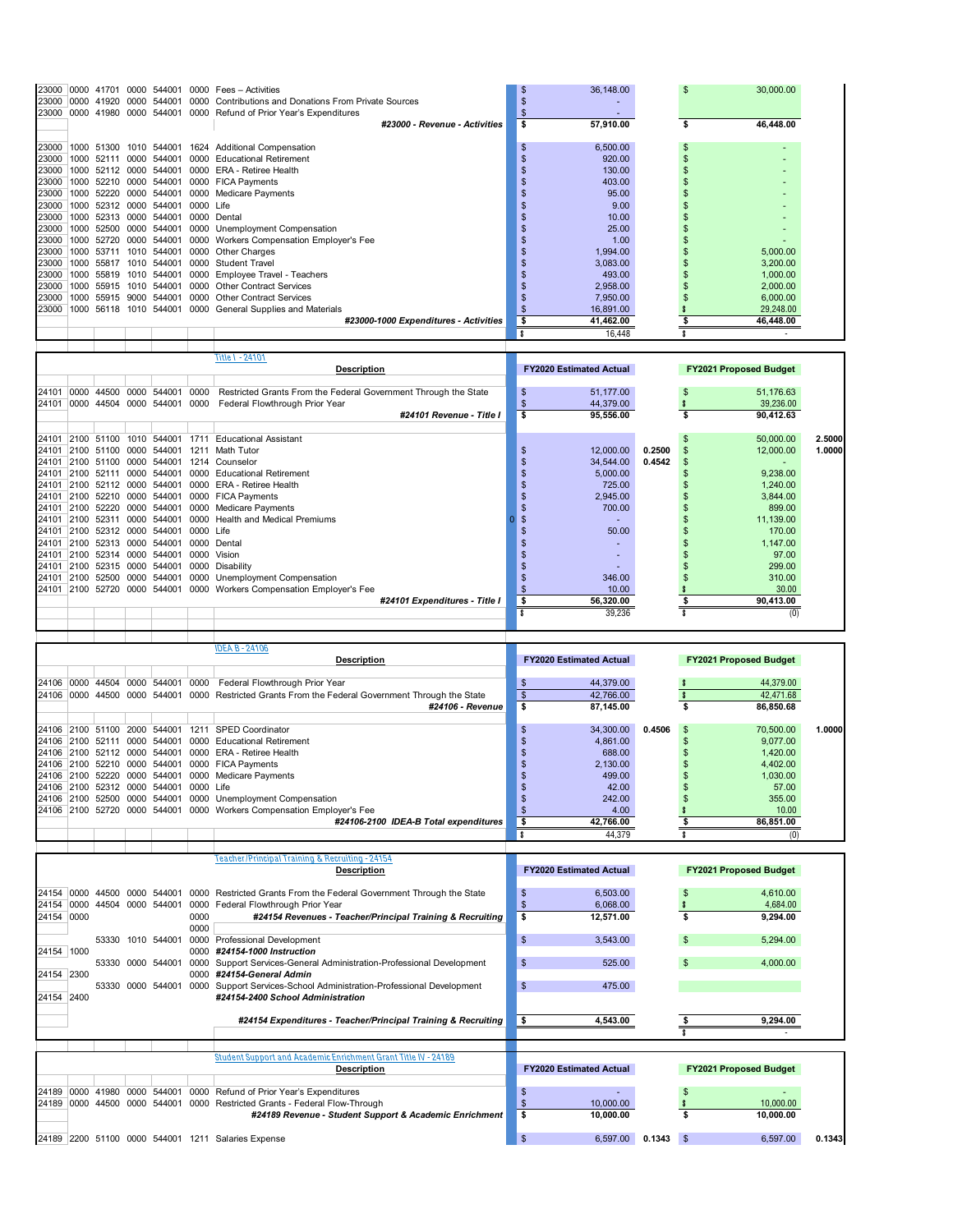| Fund | Func | Obj | Prog | Loc | Sub | Description | FY2020 Estimated Actual | FTE | FY2021 Proposed Budget | FTE |
|---|---|---|---|---|---|---|---|---|---|---|
| 23000 | 0000 | 41701 | 0000 | 544001 | 0000 | Fees – Activities | $ 36,148.00 | | $ 30,000.00 | |
| 23000 | 0000 | 41920 | 0000 | 544001 | 0000 | Contributions and Donations From Private Sources | $ - | | | |
| 23000 | 0000 | 41980 | 0000 | 544001 | 0000 | Refund of Prior Year's Expenditures | $ - | | | |
| | | | | | | ***#23000 - Revenue - Activities*** | **$ 57,910.00** | | **$ 46,448.00** | |
| 23000 | 1000 | 51300 | 1010 | 544001 | 1624 | Additional Compensation | $ 6,500.00 | | $ - | |
| 23000 | 1000 | 52111 | 0000 | 544001 | 0000 | Educational Retirement | $ 920.00 | | $ - | |
| 23000 | 1000 | 52112 | 0000 | 544001 | 0000 | ERA - Retiree Health | $ 130.00 | | $ - | |
| 23000 | 1000 | 52210 | 0000 | 544001 | 0000 | FICA Payments | $ 403.00 | | $ - | |
| 23000 | 1000 | 52220 | 0000 | 544001 | 0000 | Medicare Payments | $ 95.00 | | $ - | |
| 23000 | 1000 | 52312 | 0000 | 544001 | 0000 | Life | $ 9.00 | | $ - | |
| 23000 | 1000 | 52313 | 0000 | 544001 | 0000 | Dental | $ 10.00 | | $ - | |
| 23000 | 1000 | 52500 | 0000 | 544001 | 0000 | Unemployment Compensation | $ 25.00 | | $ - | |
| 23000 | 1000 | 52720 | 0000 | 544001 | 0000 | Workers Compensation Employer's Fee | $ 1.00 | | $ - | |
| 23000 | 1000 | 53711 | 1010 | 544001 | 0000 | Other Charges | $ 1,994.00 | | $ 5,000.00 | |
| 23000 | 1000 | 55817 | 1010 | 544001 | 0000 | Student Travel | $ 3,083.00 | | $ 3,200.00 | |
| 23000 | 1000 | 55819 | 1010 | 544001 | 0000 | Employee Travel - Teachers | $ 493.00 | | $ 1,000.00 | |
| 23000 | 1000 | 55915 | 1010 | 544001 | 0000 | Other Contract Services | $ 2,958.00 | | $ 2,000.00 | |
| 23000 | 1000 | 55915 | 9000 | 544001 | 0000 | Other Contract Services | $ 7,950.00 | | $ 6,000.00 | |
| 23000 | 1000 | 56118 | 1010 | 544001 | 0000 | General Supplies and Materials | $ 16,891.00 | | $ 29,248.00 | |
| | | | | | | ***#23000-1000 Expenditures - Activities*** | **$ 41,462.00** | | **$ 46,448.00** | |
| | | | | | | | $ 16,448 | | $ - | |

Title I - 24101

| Fund | Func | Obj | Prog | Loc | Sub | Description | FY2020 Estimated Actual | FTE | FY2021 Proposed Budget | FTE |
|---|---|---|---|---|---|---|---|---|---|---|
| 24101 | 0000 | 44500 | 0000 | 544001 | 0000 | Restricted Grants From the Federal Government Through the State | $ 51,177.00 | | $ 51,176.63 | |
| 24101 | 0000 | 44504 | 0000 | 544001 | 0000 | Federal Flowthrough Prior Year | $ 44,379.00 | | $ 39,236.00 | |
| | | | | | | ***#24101 Revenue - Title I*** | **$ 95,556.00** | | **$ 90,412.63** | |
| 24101 | 2100 | 51100 | 1010 | 544001 | 1711 | Educational Assistant | | | $ 50,000.00 | 2.5000 |
| 24101 | 2100 | 51100 | 0000 | 544001 | 1211 | Math Tutor | $ 12,000.00 | 0.2500 | $ 12,000.00 | 1.0000 |
| 24101 | 2100 | 51100 | 0000 | 544001 | 1214 | Counselor | $ 34,544.00 | 0.4542 | $ - | |
| 24101 | 2100 | 52111 | 0000 | 544001 | 0000 | Educational Retirement | $ 5,000.00 | | $ 9,238.00 | |
| 24101 | 2100 | 52112 | 0000 | 544001 | 0000 | ERA - Retiree Health | $ 725.00 | | $ 1,240.00 | |
| 24101 | 2100 | 52210 | 0000 | 544001 | 0000 | FICA Payments | $ 2,945.00 | | $ 3,844.00 | |
| 24101 | 2100 | 52220 | 0000 | 544001 | 0000 | Medicare Payments | $ 700.00 | | $ 899.00 | |
| 24101 | 2100 | 52311 | 0000 | 544001 | 0000 | Health and Medical Premiums | 0 $ - | | $ 11,139.00 | |
| 24101 | 2100 | 52312 | 0000 | 544001 | 0000 | Life | $ 50.00 | | $ 170.00 | |
| 24101 | 2100 | 52313 | 0000 | 544001 | 0000 | Dental | $ - | | $ 1,147.00 | |
| 24101 | 2100 | 52314 | 0000 | 544001 | 0000 | Vision | $ - | | $ 97.00 | |
| 24101 | 2100 | 52315 | 0000 | 544001 | 0000 | Disability | $ - | | $ 299.00 | |
| 24101 | 2100 | 52500 | 0000 | 544001 | 0000 | Unemployment Compensation | $ 346.00 | | $ 310.00 | |
| 24101 | 2100 | 52720 | 0000 | 544001 | 0000 | Workers Compensation Employer's Fee | $ 10.00 | | $ 30.00 | |
| | | | | | | ***#24101 Expenditures - Title I*** | **$ 56,320.00** | | **$ 90,413.00** | |
| | | | | | | | $ 39,236 | | $ (0) | |

IDEA B - 24106

| Fund | Func | Obj | Prog | Loc | Sub | Description | FY2020 Estimated Actual | FTE | FY2021 Proposed Budget | FTE |
|---|---|---|---|---|---|---|---|---|---|---|
| 24106 | 0000 | 44504 | 0000 | 544001 | 0000 | Federal Flowthrough Prior Year | $ 44,379.00 | | $ 44,379.00 | |
| 24106 | 0000 | 44500 | 0000 | 544001 | 0000 | Restricted Grants From the Federal Government Through the State | $ 42,766.00 | | $ 42,471.68 | |
| | | | | | | ***#24106 - Revenue*** | **$ 87,145.00** | | **$ 86,850.68** | |
| 24106 | 2100 | 51100 | 2000 | 544001 | 1211 | SPED Coordinator | $ 34,300.00 | 0.4506 | $ 70,500.00 | 1.0000 |
| 24106 | 2100 | 52111 | 0000 | 544001 | 0000 | Educational Retirement | $ 4,861.00 | | $ 9,077.00 | |
| 24106 | 2100 | 52112 | 0000 | 544001 | 0000 | ERA - Retiree Health | $ 688.00 | | $ 1,420.00 | |
| 24106 | 2100 | 52210 | 0000 | 544001 | 0000 | FICA Payments | $ 2,130.00 | | $ 4,402.00 | |
| 24106 | 2100 | 52220 | 0000 | 544001 | 0000 | Medicare Payments | $ 499.00 | | $ 1,030.00 | |
| 24106 | 2100 | 52312 | 0000 | 544001 | 0000 | Life | $ 42.00 | | $ 57.00 | |
| 24106 | 2100 | 52500 | 0000 | 544001 | 0000 | Unemployment Compensation | $ 242.00 | | $ 355.00 | |
| 24106 | 2100 | 52720 | 0000 | 544001 | 0000 | Workers Compensation Employer's Fee | $ 4.00 | | $ 10.00 | |
| | | | | | | ***#24106-2100 IDEA-B Total expenditures*** | **$ 42,766.00** | | **$ 86,851.00** | |
| | | | | | | | $ 44,379 | | $ (0) | |

Teacher/Principal Training & Recruiting - 24154

| Fund | Func | Obj | Prog | Loc | Sub | Description | FY2020 Estimated Actual | FTE | FY2021 Proposed Budget | FTE |
|---|---|---|---|---|---|---|---|---|---|---|
| 24154 | 0000 | 44500 | 0000 | 544001 | 0000 | Restricted Grants From the Federal Government Through the State | $ 6,503.00 | | $ 4,610.00 | |
| 24154 | 0000 | 44504 | 0000 | 544001 | 0000 | Federal Flowthrough Prior Year | $ 6,068.00 | | $ 4,684.00 | |
| 24154 | 0000 | | | | 0000 | ***#24154 Revenues - Teacher/Principal Training & Recruiting*** | **$ 12,571.00** | | **$ 9,294.00** | |
| | | | | | 0000 | | | | | |
| | | 53330 | 1010 | 544001 | 0000 | Professional Development | $ 3,543.00 | | $ 5,294.00 | |
| 24154 | 1000 | | | | 0000 | ***#24154-1000 Instruction*** | | | | |
| | | 53330 | 0000 | 544001 | 0000 | Support Services-General Administration-Professional Development | $ 525.00 | | $ 4,000.00 | |
| 24154 | 2300 | | | | 0000 | ***#24154-General Admin*** | | | | |
| | | 53330 | 0000 | 544001 | 0000 | Support Services-School Administration-Professional Development | $ 475.00 | | | |
| 24154 | 2400 | | | | | ***#24154-2400 School Administration*** | | | | |
| | | | | | | ***#24154 Expenditures - Teacher/Principal Training & Recruiting*** | **$ 4,543.00** | | **$ 9,294.00** | |
| | | | | | | | | | $ - | |

Student Support and Academic Enrichment Grant Title IV - 24189

| Fund | Func | Obj | Prog | Loc | Sub | Description | FY2020 Estimated Actual | FTE | FY2021 Proposed Budget | FTE |
|---|---|---|---|---|---|---|---|---|---|---|
| 24189 | 0000 | 41980 | 0000 | 544001 | 0000 | Refund of Prior Year's Expenditures | $ - | | $ - | |
| 24189 | 0000 | 44500 | 0000 | 544001 | 0000 | Restricted Grants - Federal Flow-Through | $ 10,000.00 | | $ 10,000.00 | |
| | | | | | | ***#24189 Revenue - Student Support & Academic Enrichment*** | **$ 10,000.00** | | **$ 10,000.00** | |
| 24189 | 2200 | 51100 | 0000 | 544001 | 1211 | Salaries Expense | $ 6,597.00 | 0.1343 | $ 6,597.00 | 0.1343 |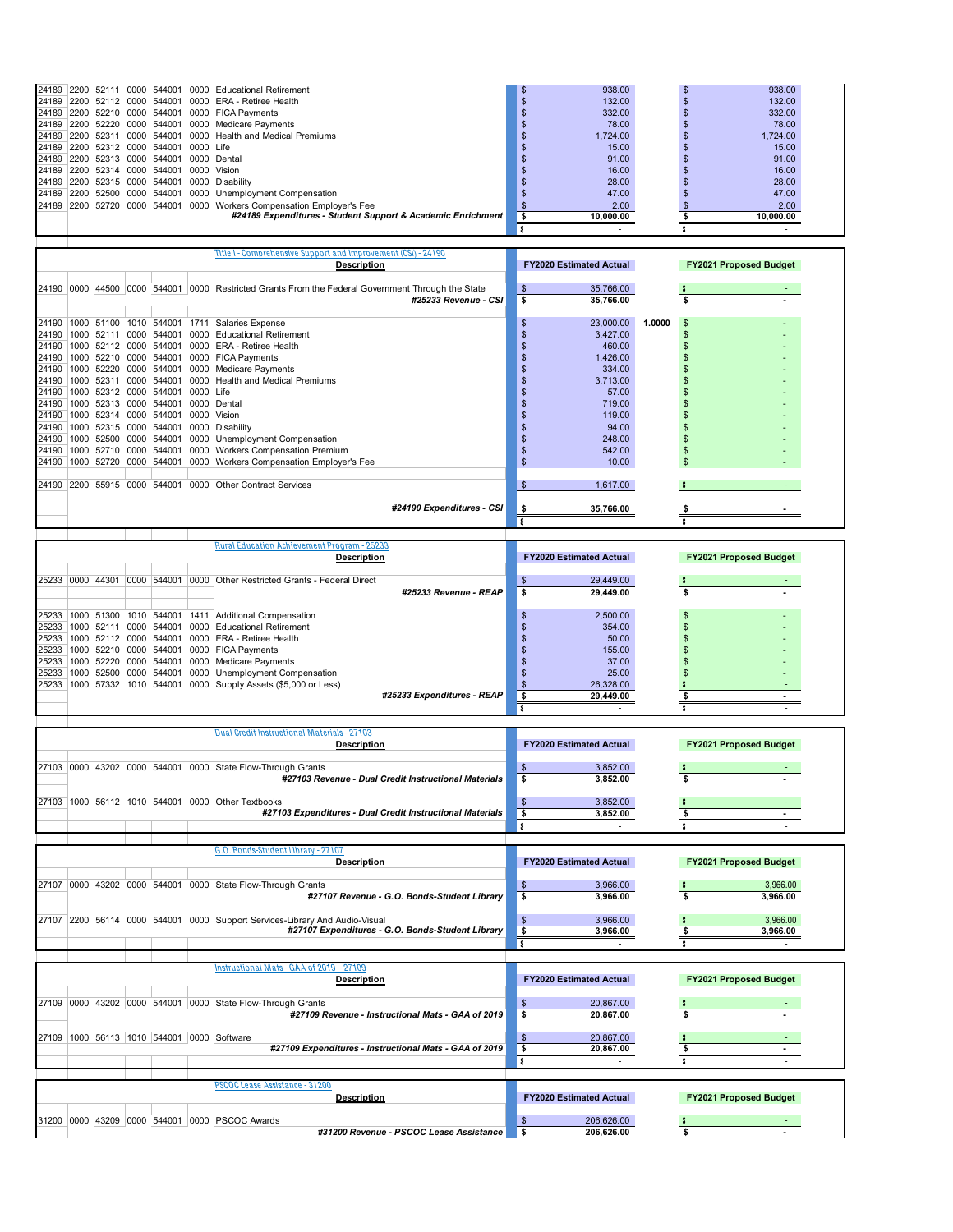| | | | | | | | | | |
|---|---|---|---|---|---|---|---|---|---|
| 24189 | 2200 | 52111 | 0000 | 544001 | 0000 | Educational Retirement | $ 938.00 | | $ 938.00 |
| 24189 | 2200 | 52112 | 0000 | 544001 | 0000 | ERA - Retiree Health | $ 132.00 | | $ 132.00 |
| 24189 | 2200 | 52210 | 0000 | 544001 | 0000 | FICA Payments | $ 332.00 | | $ 332.00 |
| 24189 | 2200 | 52220 | 0000 | 544001 | 0000 | Medicare Payments | $ 78.00 | | $ 78.00 |
| 24189 | 2200 | 52311 | 0000 | 544001 | 0000 | Health and Medical Premiums | $ 1,724.00 | | $ 1,724.00 |
| 24189 | 2200 | 52312 | 0000 | 544001 | 0000 | Life | $ 15.00 | | $ 15.00 |
| 24189 | 2200 | 52313 | 0000 | 544001 | 0000 | Dental | $ 91.00 | | $ 91.00 |
| 24189 | 2200 | 52314 | 0000 | 544001 | 0000 | Vision | $ 16.00 | | $ 16.00 |
| 24189 | 2200 | 52315 | 0000 | 544001 | 0000 | Disability | $ 28.00 | | $ 28.00 |
| 24189 | 2200 | 52500 | 0000 | 544001 | 0000 | Unemployment Compensation | $ 47.00 | | $ 47.00 |
| 24189 | 2200 | 52720 | 0000 | 544001 | 0000 | Workers Compensation Employer's Fee | $ 2.00 | | $ 2.00 |
| | | | | | | ***#24189 Expenditures - Student Support & Academic Enrichment*** | **$ 10,000.00** | | **$ 10,000.00** |
| | | | | | | | $ - | | $ - |

**Title I - Comprehensive Support and Improvement (CSI) - 24190**

| | | | | | | Description | FY2020 Estimated Actual | | FY2021 Proposed Budget |
|---|---|---|---|---|---|---|---|---|---|
| 24190 | 0000 | 44500 | 0000 | 544001 | 0000 | Restricted Grants From the Federal Government Through the State | $ 35,766.00 | | $ - |
| | | | | | | ***#25233 Revenue - CSI*** | **$ 35,766.00** | | **$ -** |
| 24190 | 1000 | 51100 | 1010 | 544001 | 1711 | Salaries Expense | $ 23,000.00 | **1.0000** | $ - |
| 24190 | 1000 | 52111 | 0000 | 544001 | 0000 | Educational Retirement | $ 3,427.00 | | $ - |
| 24190 | 1000 | 52112 | 0000 | 544001 | 0000 | ERA - Retiree Health | $ 460.00 | | $ - |
| 24190 | 1000 | 52210 | 0000 | 544001 | 0000 | FICA Payments | $ 1,426.00 | | $ - |
| 24190 | 1000 | 52220 | 0000 | 544001 | 0000 | Medicare Payments | $ 334.00 | | $ - |
| 24190 | 1000 | 52311 | 0000 | 544001 | 0000 | Health and Medical Premiums | $ 3,713.00 | | $ - |
| 24190 | 1000 | 52312 | 0000 | 544001 | 0000 | Life | $ 57.00 | | $ - |
| 24190 | 1000 | 52313 | 0000 | 544001 | 0000 | Dental | $ 719.00 | | $ - |
| 24190 | 1000 | 52314 | 0000 | 544001 | 0000 | Vision | $ 119.00 | | $ - |
| 24190 | 1000 | 52315 | 0000 | 544001 | 0000 | Disability | $ 94.00 | | $ - |
| 24190 | 1000 | 52500 | 0000 | 544001 | 0000 | Unemployment Compensation | $ 248.00 | | $ - |
| 24190 | 1000 | 52710 | 0000 | 544001 | 0000 | Workers Compensation Premium | $ 542.00 | | $ - |
| 24190 | 1000 | 52720 | 0000 | 544001 | 0000 | Workers Compensation Employer's Fee | $ 10.00 | | $ - |
| 24190 | 2200 | 55915 | 0000 | 544001 | 0000 | Other Contract Services | $ 1,617.00 | | $ - |
| | | | | | | ***#24190 Expenditures - CSI*** | **$ 35,766.00** | | **$ -** |
| | | | | | | | $ - | | $ - |

**Rural Education Achievement Program - 25233**

| | | | | | | Description | FY2020 Estimated Actual | | FY2021 Proposed Budget |
|---|---|---|---|---|---|---|---|---|---|
| 25233 | 0000 | 44301 | 0000 | 544001 | 0000 | Other Restricted Grants - Federal Direct | $ 29,449.00 | | $ - |
| | | | | | | ***#25233 Revenue - REAP*** | **$ 29,449.00** | | **$ -** |
| 25233 | 1000 | 51300 | 1010 | 544001 | 1411 | Additional Compensation | $ 2,500.00 | | $ - |
| 25233 | 1000 | 52111 | 0000 | 544001 | 0000 | Educational Retirement | $ 354.00 | | $ - |
| 25233 | 1000 | 52112 | 0000 | 544001 | 0000 | ERA - Retiree Health | $ 50.00 | | $ - |
| 25233 | 1000 | 52210 | 0000 | 544001 | 0000 | FICA Payments | $ 155.00 | | $ - |
| 25233 | 1000 | 52220 | 0000 | 544001 | 0000 | Medicare Payments | $ 37.00 | | $ - |
| 25233 | 1000 | 52500 | 0000 | 544001 | 0000 | Unemployment Compensation | $ 25.00 | | $ - |
| 25233 | 1000 | 57332 | 1010 | 544001 | 0000 | Supply Assets ($5,000 or Less) | $ 26,328.00 | | $ - |
| | | | | | | ***#25233 Expenditures - REAP*** | **$ 29,449.00** | | **$ -** |
| | | | | | | | $ - | | $ - |

**Dual Credit Instructional Materials - 27103**

| | | | | | | Description | FY2020 Estimated Actual | | FY2021 Proposed Budget |
|---|---|---|---|---|---|---|---|---|---|
| 27103 | 0000 | 43202 | 0000 | 544001 | 0000 | State Flow-Through Grants | $ 3,852.00 | | $ - |
| | | | | | | ***#27103 Revenue - Dual Credit Instructional Materials*** | **$ 3,852.00** | | **$ -** |
| 27103 | 1000 | 56112 | 1010 | 544001 | 0000 | Other Textbooks | $ 3,852.00 | | $ - |
| | | | | | | ***#27103 Expenditures - Dual Credit Instructional Materials*** | **$ 3,852.00** | | **$ -** |
| | | | | | | | $ - | | $ - |

**G.O. Bonds-Student Library - 27107**

| | | | | | | Description | FY2020 Estimated Actual | | FY2021 Proposed Budget |
|---|---|---|---|---|---|---|---|---|---|
| 27107 | 0000 | 43202 | 0000 | 544001 | 0000 | State Flow-Through Grants | $ 3,966.00 | | $ 3,966.00 |
| | | | | | | ***#27107 Revenue - G.O. Bonds-Student Library*** | **$ 3,966.00** | | **$ 3,966.00** |
| 27107 | 2200 | 56114 | 0000 | 544001 | 0000 | Support Services-Library And Audio-Visual | $ 3,966.00 | | $ 3,966.00 |
| | | | | | | ***#27107 Expenditures - G.O. Bonds-Student Library*** | **$ 3,966.00** | | **$ 3,966.00** |
| | | | | | | | $ - | | $ - |

**Instructional Mats - GAA of 2019 - 27109**

| | | | | | | Description | FY2020 Estimated Actual | | FY2021 Proposed Budget |
|---|---|---|---|---|---|---|---|---|---|
| 27109 | 0000 | 43202 | 0000 | 544001 | 0000 | State Flow-Through Grants | $ 20,867.00 | | $ - |
| | | | | | | ***#27109 Revenue - Instructional Mats - GAA of 2019*** | **$ 20,867.00** | | **$ -** |
| 27109 | 1000 | 56113 | 1010 | 544001 | 0000 | Software | $ 20,867.00 | | $ - |
| | | | | | | ***#27109 Expenditures - Instructional Mats - GAA of 2019*** | **$ 20,867.00** | | **$ -** |
| | | | | | | | $ - | | $ - |

**PSCOC Lease Assistance - 31200**

| | | | | | | Description | FY2020 Estimated Actual | | FY2021 Proposed Budget |
|---|---|---|---|---|---|---|---|---|---|
| 31200 | 0000 | 43209 | 0000 | 544001 | 0000 | PSCOC Awards | $ 206,626.00 | | $ - |
| | | | | | | ***#31200 Revenue - PSCOC Lease Assistance*** | **$ 206,626.00** | | **$ -** |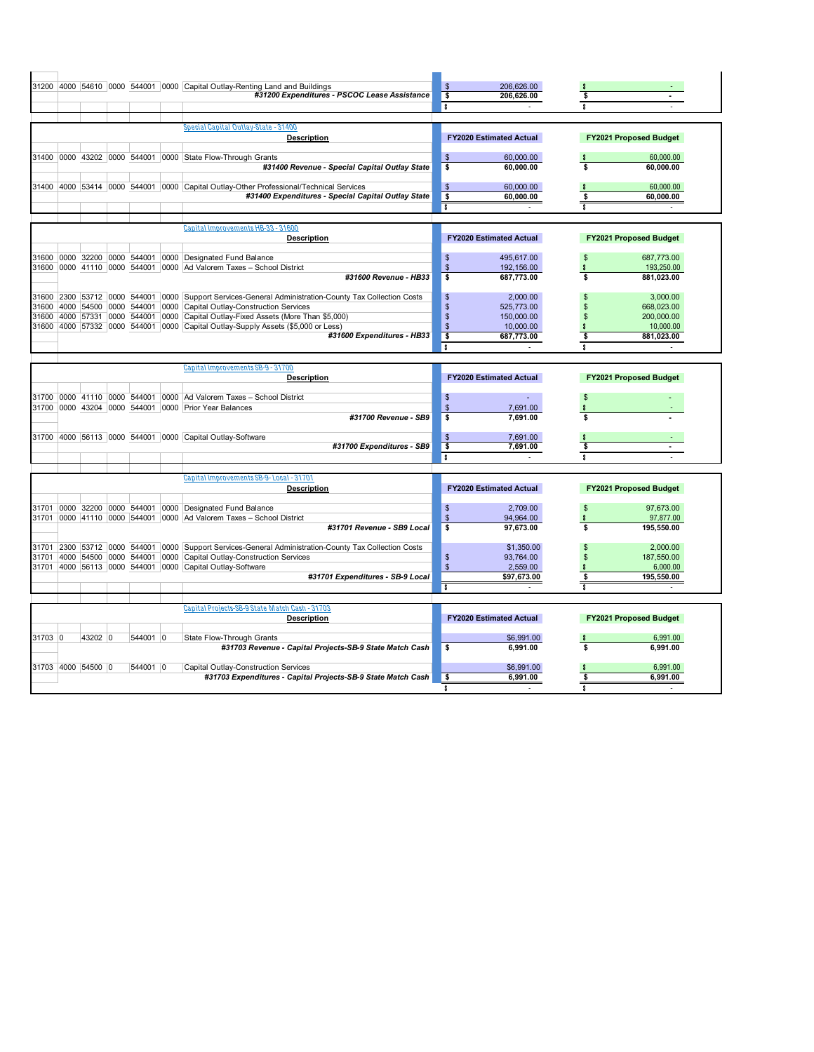| | | | | | | | | |
|---|---|---|---|---|---|---|---|---|
| 31200 | 4000 | 54610 | 0000 | 544001 | 0000 | Capital Outlay-Renting Land and Buildings | $ 206,626.00 | $ - |
| | | | | | | ***#31200 Expenditures - PSCOC Lease Assistance*** | **$ 206,626.00** | **$ -** |
| | | | | | | | $ - | $ - |

**Special Capital Outlay-State - 31400**

| | | | | | | Description | FY2020 Estimated Actual | FY2021 Proposed Budget |
|---|---|---|---|---|---|---|---|---|
| 31400 | 0000 | 43202 | 0000 | 544001 | 0000 | State Flow-Through Grants | $ 60,000.00 | $ 60,000.00 |
| | | | | | | ***#31400 Revenue - Special Capital Outlay State*** | **$ 60,000.00** | **$ 60,000.00** |
| 31400 | 4000 | 53414 | 0000 | 544001 | 0000 | Capital Outlay-Other Professional/Technical Services | $ 60,000.00 | $ 60,000.00 |
| | | | | | | ***#31400 Expenditures - Special Capital Outlay State*** | **$ 60,000.00** | **$ 60,000.00** |
| | | | | | | | $ - | $ - |

**Capital Improvements HB-33 - 31600**

| | | | | | | Description | FY2020 Estimated Actual | FY2021 Proposed Budget |
|---|---|---|---|---|---|---|---|---|
| 31600 | 0000 | 32200 | 0000 | 544001 | 0000 | Designated Fund Balance | $ 495,617.00 | $ 687,773.00 |
| 31600 | 0000 | 41110 | 0000 | 544001 | 0000 | Ad Valorem Taxes – School District | $ 192,156.00 | $ 193,250.00 |
| | | | | | | ***#31600 Revenue - HB33*** | **$ 687,773.00** | **$ 881,023.00** |
| 31600 | 2300 | 53712 | 0000 | 544001 | 0000 | Support Services-General Administration-County Tax Collection Costs | $ 2,000.00 | $ 3,000.00 |
| 31600 | 4000 | 54500 | 0000 | 544001 | 0000 | Capital Outlay-Construction Services | $ 525,773.00 | $ 668,023.00 |
| 31600 | 4000 | 57331 | 0000 | 544001 | 0000 | Capital Outlay-Fixed Assets (More Than $5,000) | $ 150,000.00 | $ 200,000.00 |
| 31600 | 4000 | 57332 | 0000 | 544001 | 0000 | Capital Outlay-Supply Assets ($5,000 or Less) | $ 10,000.00 | $ 10,000.00 |
| | | | | | | ***#31600 Expenditures - HB33*** | **$ 687,773.00** | **$ 881,023.00** |
| | | | | | | | $ - | $ - |

**Capital Improvements SB-9 - 31700**

| | | | | | | Description | FY2020 Estimated Actual | FY2021 Proposed Budget |
|---|---|---|---|---|---|---|---|---|
| 31700 | 0000 | 41110 | 0000 | 544001 | 0000 | Ad Valorem Taxes – School District | $ - | $ - |
| 31700 | 0000 | 43204 | 0000 | 544001 | 0000 | Prior Year Balances | $ 7,691.00 | $ - |
| | | | | | | ***#31700 Revenue - SB9*** | **$ 7,691.00** | **$ -** |
| 31700 | 4000 | 56113 | 0000 | 544001 | 0000 | Capital Outlay-Software | $ 7,691.00 | $ - |
| | | | | | | ***#31700 Expenditures - SB9*** | **$ 7,691.00** | **$ -** |
| | | | | | | | $ - | $ - |

**Capital Improvements SB-9- Local - 31701**

| | | | | | | Description | FY2020 Estimated Actual | FY2021 Proposed Budget |
|---|---|---|---|---|---|---|---|---|
| 31701 | 0000 | 32200 | 0000 | 544001 | 0000 | Designated Fund Balance | $ 2,709.00 | $ 97,673.00 |
| 31701 | 0000 | 41110 | 0000 | 544001 | 0000 | Ad Valorem Taxes – School District | $ 94,964.00 | $ 97,877.00 |
| | | | | | | ***#31701 Revenue - SB9 Local*** | **$ 97,673.00** | **$ 195,550.00** |
| 31701 | 2300 | 53712 | 0000 | 544001 | 0000 | Support Services-General Administration-County Tax Collection Costs | $1,350.00 | $ 2,000.00 |
| 31701 | 4000 | 54500 | 0000 | 544001 | 0000 | Capital Outlay-Construction Services | $ 93,764.00 | $ 187,550.00 |
| 31701 | 4000 | 56113 | 0000 | 544001 | 0000 | Capital Outlay-Software | $ 2,559.00 | $ 6,000.00 |
| | | | | | | ***#31701 Expenditures - SB-9 Local*** | **$97,673.00** | **$ 195,550.00** |
| | | | | | | | $ - | $ - |

**Capital Projects-SB-9 State Match Cash - 31703**

| | | | | | | Description | FY2020 Estimated Actual | FY2021 Proposed Budget |
|---|---|---|---|---|---|---|---|---|
| 31703 | 0 | 43202 | 0 | 544001 | 0 | State Flow-Through Grants | $6,991.00 | $ 6,991.00 |
| | | | | | | ***#31703 Revenue - Capital Projects-SB-9 State Match Cash*** | **$ 6,991.00** | **$ 6,991.00** |
| 31703 | 4000 | 54500 | 0 | 544001 | 0 | Capital Outlay-Construction Services | $6,991.00 | $ 6,991.00 |
| | | | | | | ***#31703 Expenditures - Capital Projects-SB-9 State Match Cash*** | **$ 6,991.00** | **$ 6,991.00** |
| | | | | | | | $ - | $ - |